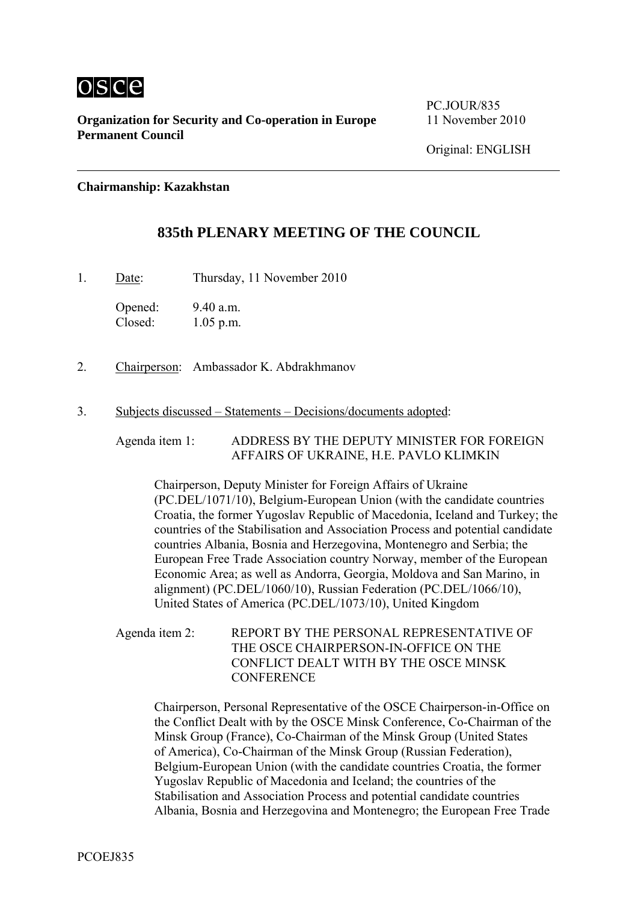osce

**Organization for Security and Co-operation in Europe**
**Permanent Council**

PC.JOUR/835
11 November 2010

Original: ENGLISH

---

**Chairmanship: Kazakhstan**

## 835th PLENARY MEETING OF THE COUNCIL

1. Date: Thursday, 11 November 2010

   Opened: 9.40 a.m.
   Closed: 1.05 p.m.

2. Chairperson: Ambassador K. Abdrakhmanov

3. Subjects discussed – Statements – Decisions/documents adopted:

   Agenda item 1: ADDRESS BY THE DEPUTY MINISTER FOR FOREIGN AFFAIRS OF UKRAINE, H.E. PAVLO KLIMKIN

   Chairperson, Deputy Minister for Foreign Affairs of Ukraine (PC.DEL/1071/10), Belgium-European Union (with the candidate countries Croatia, the former Yugoslav Republic of Macedonia, Iceland and Turkey; the countries of the Stabilisation and Association Process and potential candidate countries Albania, Bosnia and Herzegovina, Montenegro and Serbia; the European Free Trade Association country Norway, member of the European Economic Area; as well as Andorra, Georgia, Moldova and San Marino, in alignment) (PC.DEL/1060/10), Russian Federation (PC.DEL/1066/10), United States of America (PC.DEL/1073/10), United Kingdom

   Agenda item 2: REPORT BY THE PERSONAL REPRESENTATIVE OF THE OSCE CHAIRPERSON-IN-OFFICE ON THE CONFLICT DEALT WITH BY THE OSCE MINSK CONFERENCE

   Chairperson, Personal Representative of the OSCE Chairperson-in-Office on the Conflict Dealt with by the OSCE Minsk Conference, Co-Chairman of the Minsk Group (France), Co-Chairman of the Minsk Group (United States of America), Co-Chairman of the Minsk Group (Russian Federation), Belgium-European Union (with the candidate countries Croatia, the former Yugoslav Republic of Macedonia and Iceland; the countries of the Stabilisation and Association Process and potential candidate countries Albania, Bosnia and Herzegovina and Montenegro; the European Free Trade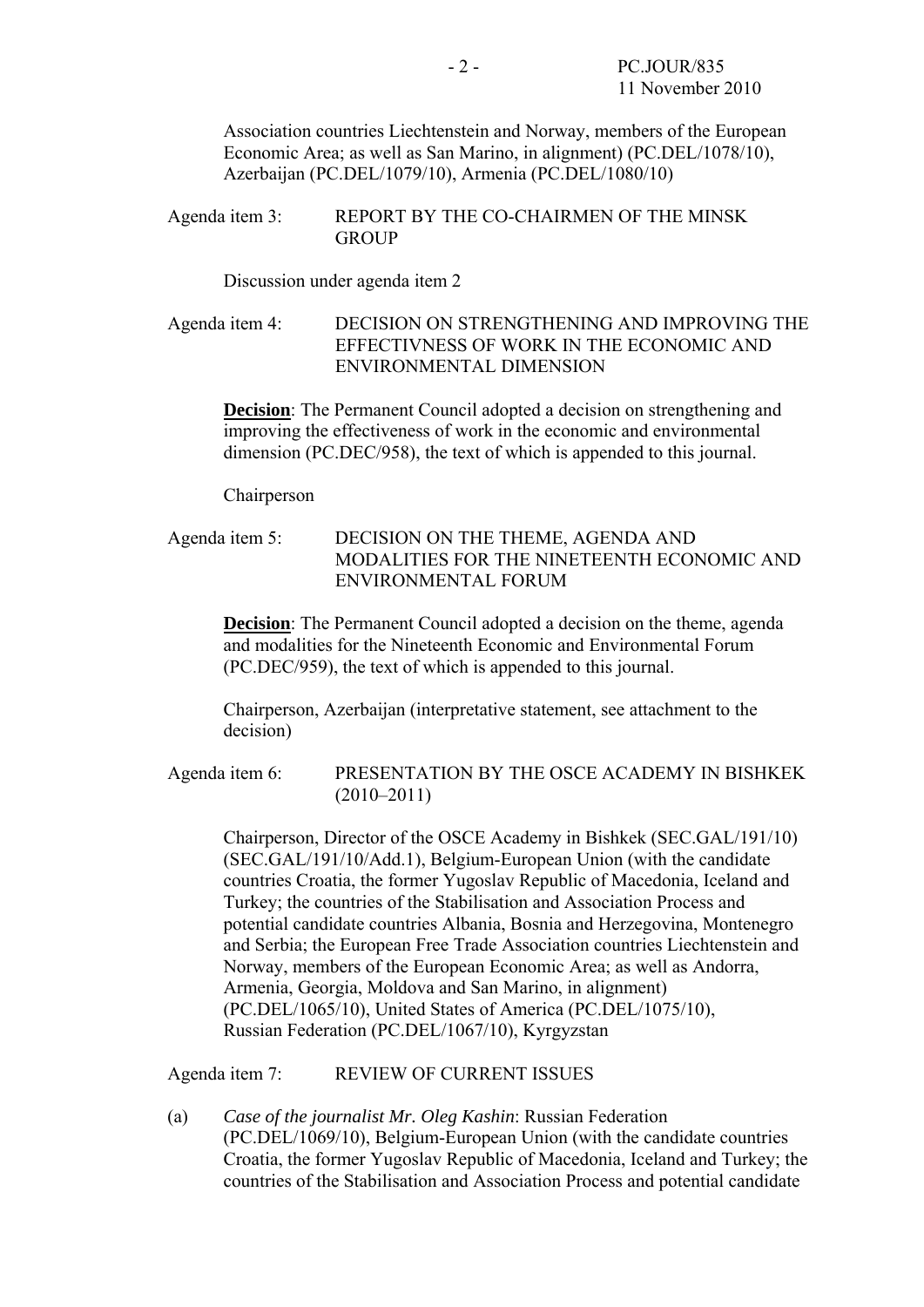Association countries Liechtenstein and Norway, members of the European Economic Area; as well as San Marino, in alignment) (PC.DEL/1078/10), Azerbaijan (PC.DEL/1079/10), Armenia (PC.DEL/1080/10)

Agenda item 3: REPORT BY THE CO-CHAIRMEN OF THE MINSK GROUP

Discussion under agenda item 2

Agenda item 4: DECISION ON STRENGTHENING AND IMPROVING THE EFFECTIVNESS OF WORK IN THE ECONOMIC AND ENVIRONMENTAL DIMENSION

**Decision**: The Permanent Council adopted a decision on strengthening and improving the effectiveness of work in the economic and environmental dimension (PC.DEC/958), the text of which is appended to this journal.

Chairperson

Agenda item 5: DECISION ON THE THEME, AGENDA AND MODALITIES FOR THE NINETEENTH ECONOMIC AND ENVIRONMENTAL FORUM

**Decision**: The Permanent Council adopted a decision on the theme, agenda and modalities for the Nineteenth Economic and Environmental Forum (PC.DEC/959), the text of which is appended to this journal.

Chairperson, Azerbaijan (interpretative statement, see attachment to the decision)

Agenda item 6: PRESENTATION BY THE OSCE ACADEMY IN BISHKEK (2010–2011)

Chairperson, Director of the OSCE Academy in Bishkek (SEC.GAL/191/10) (SEC.GAL/191/10/Add.1), Belgium-European Union (with the candidate countries Croatia, the former Yugoslav Republic of Macedonia, Iceland and Turkey; the countries of the Stabilisation and Association Process and potential candidate countries Albania, Bosnia and Herzegovina, Montenegro and Serbia; the European Free Trade Association countries Liechtenstein and Norway, members of the European Economic Area; as well as Andorra, Armenia, Georgia, Moldova and San Marino, in alignment) (PC.DEL/1065/10), United States of America (PC.DEL/1075/10), Russian Federation (PC.DEL/1067/10), Kyrgyzstan

Agenda item 7: REVIEW OF CURRENT ISSUES

(a) *Case of the journalist Mr. Oleg Kashin*: Russian Federation (PC.DEL/1069/10), Belgium-European Union (with the candidate countries Croatia, the former Yugoslav Republic of Macedonia, Iceland and Turkey; the countries of the Stabilisation and Association Process and potential candidate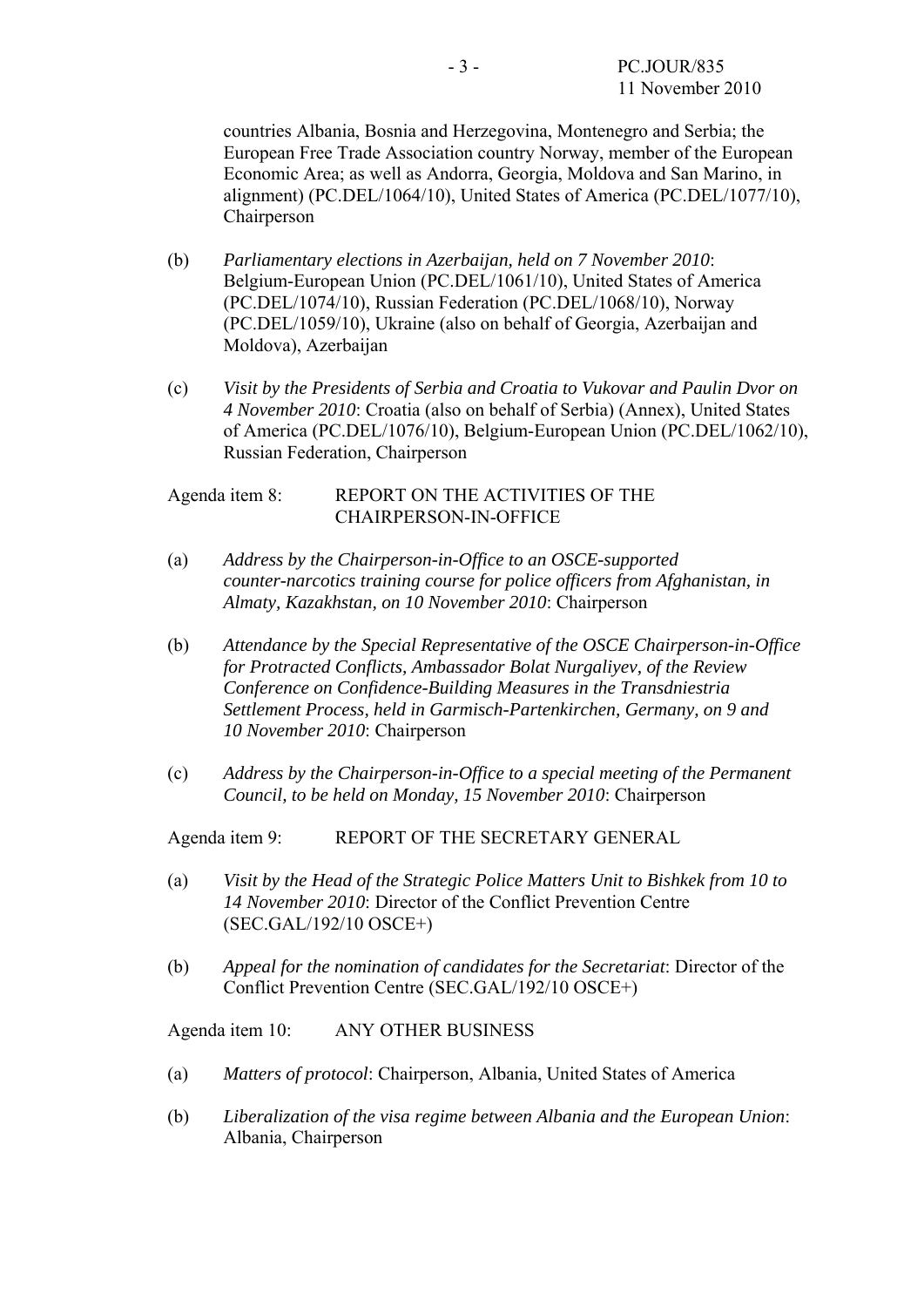countries Albania, Bosnia and Herzegovina, Montenegro and Serbia; the European Free Trade Association country Norway, member of the European Economic Area; as well as Andorra, Georgia, Moldova and San Marino, in alignment) (PC.DEL/1064/10), United States of America (PC.DEL/1077/10), Chairperson

(b) *Parliamentary elections in Azerbaijan, held on 7 November 2010*: Belgium-European Union (PC.DEL/1061/10), United States of America (PC.DEL/1074/10), Russian Federation (PC.DEL/1068/10), Norway (PC.DEL/1059/10), Ukraine (also on behalf of Georgia, Azerbaijan and Moldova), Azerbaijan

(c) *Visit by the Presidents of Serbia and Croatia to Vukovar and Paulin Dvor on 4 November 2010*: Croatia (also on behalf of Serbia) (Annex), United States of America (PC.DEL/1076/10), Belgium-European Union (PC.DEL/1062/10), Russian Federation, Chairperson

Agenda item 8: REPORT ON THE ACTIVITIES OF THE CHAIRPERSON-IN-OFFICE

(a) *Address by the Chairperson-in-Office to an OSCE-supported counter-narcotics training course for police officers from Afghanistan, in Almaty, Kazakhstan, on 10 November 2010*: Chairperson

(b) *Attendance by the Special Representative of the OSCE Chairperson-in-Office for Protracted Conflicts, Ambassador Bolat Nurgaliyev, of the Review Conference on Confidence-Building Measures in the Transdniestria Settlement Process, held in Garmisch-Partenkirchen, Germany, on 9 and 10 November 2010*: Chairperson

(c) *Address by the Chairperson-in-Office to a special meeting of the Permanent Council, to be held on Monday, 15 November 2010*: Chairperson

Agenda item 9: REPORT OF THE SECRETARY GENERAL

(a) *Visit by the Head of the Strategic Police Matters Unit to Bishkek from 10 to 14 November 2010*: Director of the Conflict Prevention Centre (SEC.GAL/192/10 OSCE+)

(b) *Appeal for the nomination of candidates for the Secretariat*: Director of the Conflict Prevention Centre (SEC.GAL/192/10 OSCE+)

Agenda item 10: ANY OTHER BUSINESS

(a) *Matters of protocol*: Chairperson, Albania, United States of America

(b) *Liberalization of the visa regime between Albania and the European Union*: Albania, Chairperson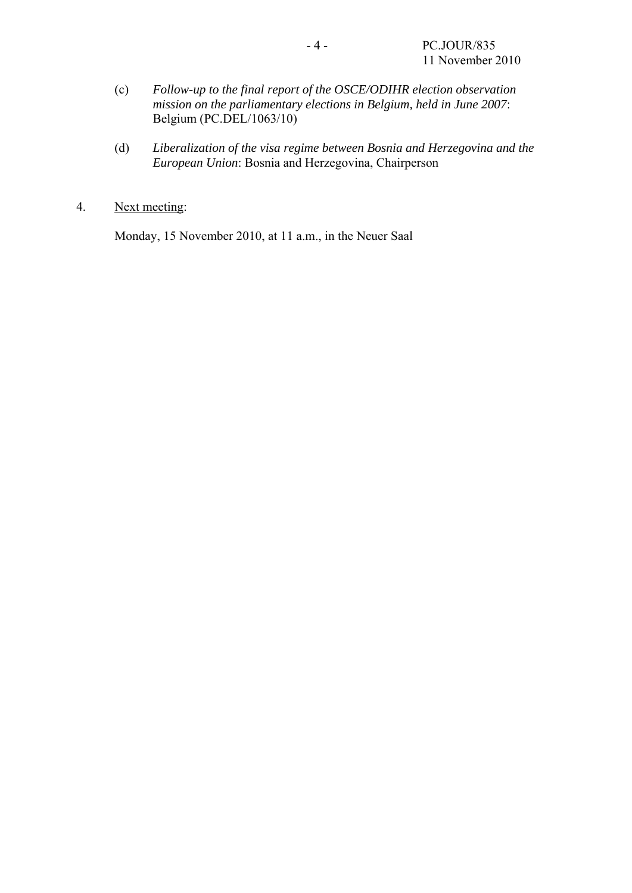(c) *Follow-up to the final report of the OSCE/ODIHR election observation mission on the parliamentary elections in Belgium, held in June 2007*: Belgium (PC.DEL/1063/10)

(d) *Liberalization of the visa regime between Bosnia and Herzegovina and the European Union*: Bosnia and Herzegovina, Chairperson

4. <u>Next meeting</u>:

Monday, 15 November 2010, at 11 a.m., in the Neuer Saal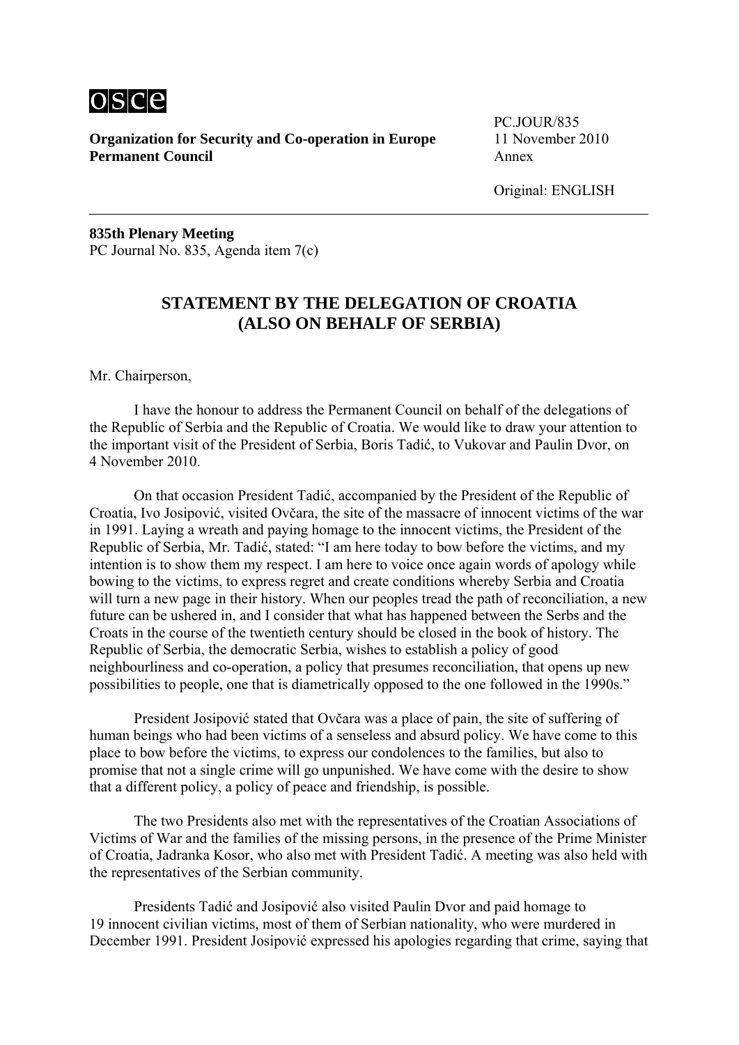**osce**

**Organization for Security and Co-operation in Europe**
**Permanent Council**

PC.JOUR/835
11 November 2010
Annex

Original: ENGLISH

---

**835th Plenary Meeting**
PC Journal No. 835, Agenda item 7(c)

## STATEMENT BY THE DELEGATION OF CROATIA (ALSO ON BEHALF OF SERBIA)

Mr. Chairperson,

I have the honour to address the Permanent Council on behalf of the delegations of the Republic of Serbia and the Republic of Croatia. We would like to draw your attention to the important visit of the President of Serbia, Boris Tadić, to Vukovar and Paulin Dvor, on 4 November 2010.

On that occasion President Tadić, accompanied by the President of the Republic of Croatia, Ivo Josipović, visited Ovčara, the site of the massacre of innocent victims of the war in 1991. Laying a wreath and paying homage to the innocent victims, the President of the Republic of Serbia, Mr. Tadić, stated: "I am here today to bow before the victims, and my intention is to show them my respect. I am here to voice once again words of apology while bowing to the victims, to express regret and create conditions whereby Serbia and Croatia will turn a new page in their history. When our peoples tread the path of reconciliation, a new future can be ushered in, and I consider that what has happened between the Serbs and the Croats in the course of the twentieth century should be closed in the book of history. The Republic of Serbia, the democratic Serbia, wishes to establish a policy of good neighbourliness and co-operation, a policy that presumes reconciliation, that opens up new possibilities to people, one that is diametrically opposed to the one followed in the 1990s."

President Josipović stated that Ovčara was a place of pain, the site of suffering of human beings who had been victims of a senseless and absurd policy. We have come to this place to bow before the victims, to express our condolences to the families, but also to promise that not a single crime will go unpunished. We have come with the desire to show that a different policy, a policy of peace and friendship, is possible.

The two Presidents also met with the representatives of the Croatian Associations of Victims of War and the families of the missing persons, in the presence of the Prime Minister of Croatia, Jadranka Kosor, who also met with President Tadić. A meeting was also held with the representatives of the Serbian community.

Presidents Tadić and Josipović also visited Paulin Dvor and paid homage to 19 innocent civilian victims, most of them of Serbian nationality, who were murdered in December 1991. President Josipović expressed his apologies regarding that crime, saying that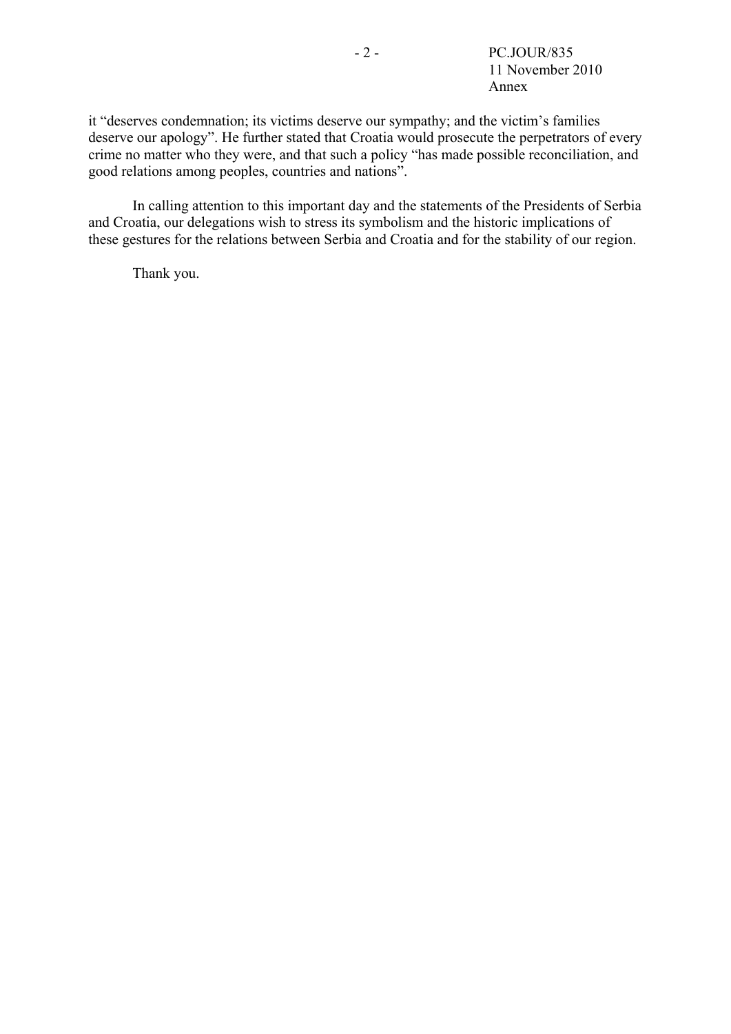it “deserves condemnation; its victims deserve our sympathy; and the victim’s families deserve our apology”. He further stated that Croatia would prosecute the perpetrators of every crime no matter who they were, and that such a policy “has made possible reconciliation, and good relations among peoples, countries and nations”.

In calling attention to this important day and the statements of the Presidents of Serbia and Croatia, our delegations wish to stress its symbolism and the historic implications of these gestures for the relations between Serbia and Croatia and for the stability of our region.

Thank you.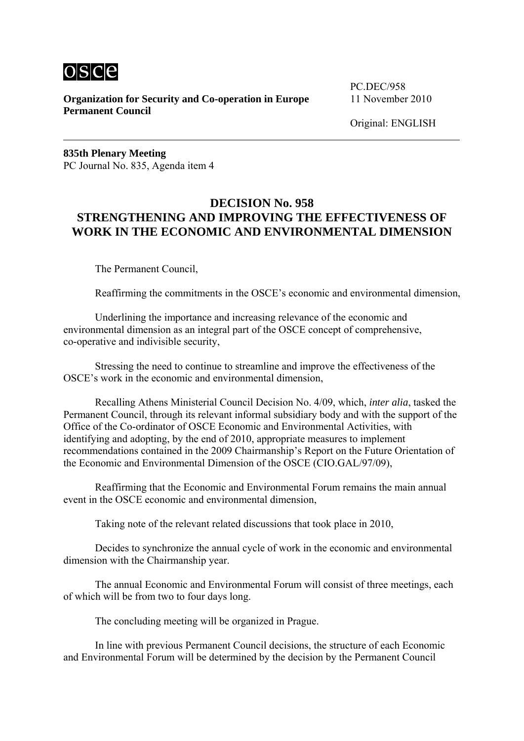**Organization for Security and Co-operation in Europe**
**Permanent Council**

PC.DEC/958
11 November 2010

Original: ENGLISH

**835th Plenary Meeting**
PC Journal No. 835, Agenda item 4

## DECISION No. 958
## STRENGTHENING AND IMPROVING THE EFFECTIVENESS OF WORK IN THE ECONOMIC AND ENVIRONMENTAL DIMENSION

The Permanent Council,

Reaffirming the commitments in the OSCE's economic and environmental dimension,

Underlining the importance and increasing relevance of the economic and environmental dimension as an integral part of the OSCE concept of comprehensive, co-operative and indivisible security,

Stressing the need to continue to streamline and improve the effectiveness of the OSCE's work in the economic and environmental dimension,

Recalling Athens Ministerial Council Decision No. 4/09, which, *inter alia*, tasked the Permanent Council, through its relevant informal subsidiary body and with the support of the Office of the Co-ordinator of OSCE Economic and Environmental Activities, with identifying and adopting, by the end of 2010, appropriate measures to implement recommendations contained in the 2009 Chairmanship's Report on the Future Orientation of the Economic and Environmental Dimension of the OSCE (CIO.GAL/97/09),

Reaffirming that the Economic and Environmental Forum remains the main annual event in the OSCE economic and environmental dimension,

Taking note of the relevant related discussions that took place in 2010,

Decides to synchronize the annual cycle of work in the economic and environmental dimension with the Chairmanship year.

The annual Economic and Environmental Forum will consist of three meetings, each of which will be from two to four days long.

The concluding meeting will be organized in Prague.

In line with previous Permanent Council decisions, the structure of each Economic and Environmental Forum will be determined by the decision by the Permanent Council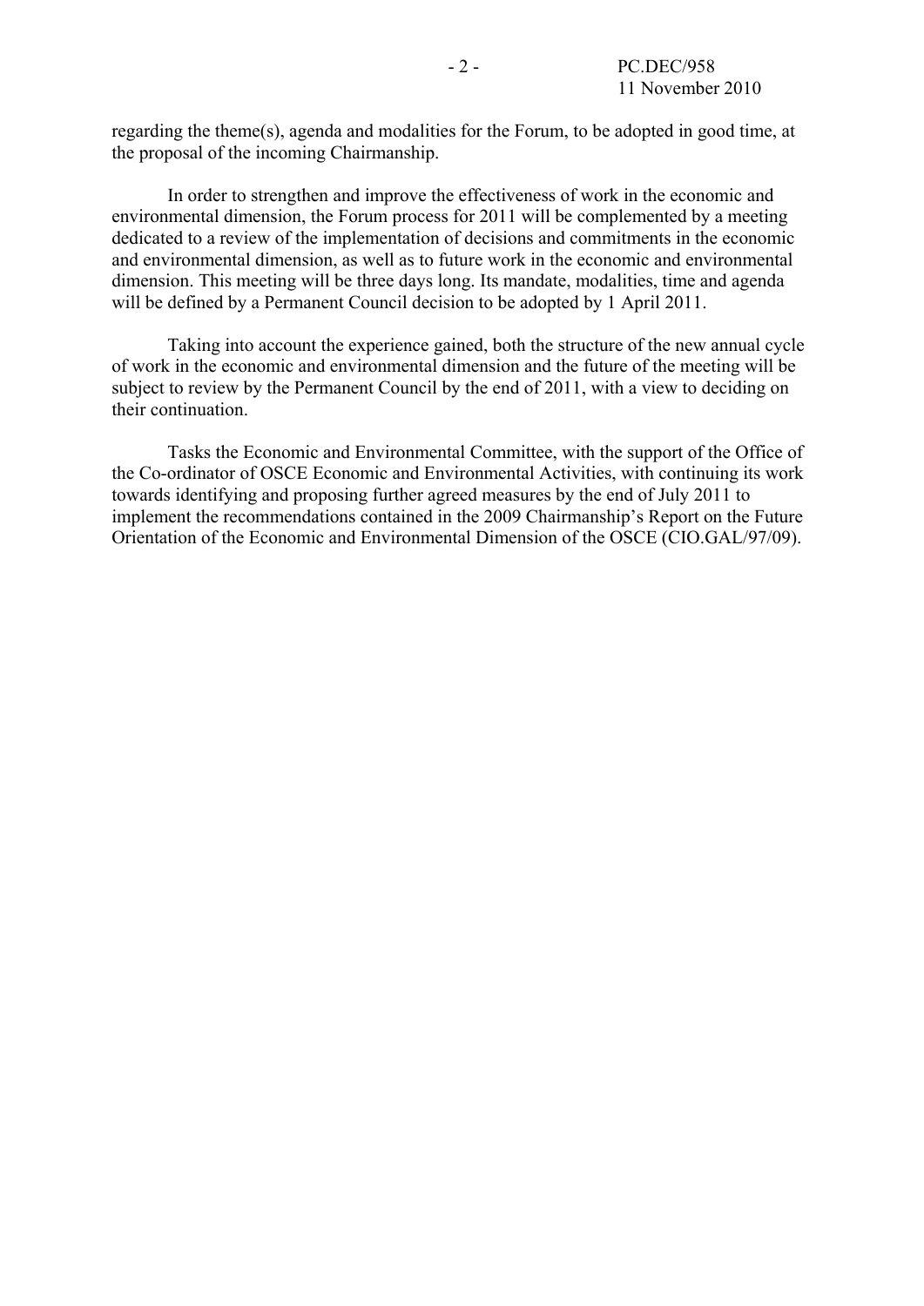regarding the theme(s), agenda and modalities for the Forum, to be adopted in good time, at the proposal of the incoming Chairmanship.

In order to strengthen and improve the effectiveness of work in the economic and environmental dimension, the Forum process for 2011 will be complemented by a meeting dedicated to a review of the implementation of decisions and commitments in the economic and environmental dimension, as well as to future work in the economic and environmental dimension. This meeting will be three days long. Its mandate, modalities, time and agenda will be defined by a Permanent Council decision to be adopted by 1 April 2011.

Taking into account the experience gained, both the structure of the new annual cycle of work in the economic and environmental dimension and the future of the meeting will be subject to review by the Permanent Council by the end of 2011, with a view to deciding on their continuation.

Tasks the Economic and Environmental Committee, with the support of the Office of the Co-ordinator of OSCE Economic and Environmental Activities, with continuing its work towards identifying and proposing further agreed measures by the end of July 2011 to implement the recommendations contained in the 2009 Chairmanship's Report on the Future Orientation of the Economic and Environmental Dimension of the OSCE (CIO.GAL/97/09).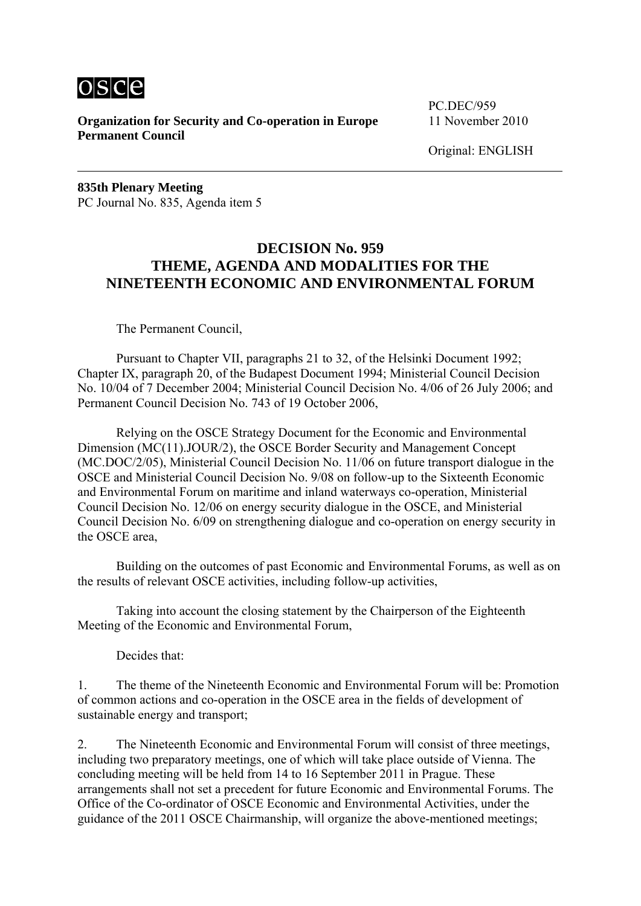osce

**Organization for Security and Co-operation in Europe**
**Permanent Council**

PC.DEC/959
11 November 2010

Original: ENGLISH

**835th Plenary Meeting**
PC Journal No. 835, Agenda item 5

# DECISION No. 959
# THEME, AGENDA AND MODALITIES FOR THE NINETEENTH ECONOMIC AND ENVIRONMENTAL FORUM

The Permanent Council,

Pursuant to Chapter VII, paragraphs 21 to 32, of the Helsinki Document 1992; Chapter IX, paragraph 20, of the Budapest Document 1994; Ministerial Council Decision No. 10/04 of 7 December 2004; Ministerial Council Decision No. 4/06 of 26 July 2006; and Permanent Council Decision No. 743 of 19 October 2006,

Relying on the OSCE Strategy Document for the Economic and Environmental Dimension (MC(11).JOUR/2), the OSCE Border Security and Management Concept (MC.DOC/2/05), Ministerial Council Decision No. 11/06 on future transport dialogue in the OSCE and Ministerial Council Decision No. 9/08 on follow-up to the Sixteenth Economic and Environmental Forum on maritime and inland waterways co-operation, Ministerial Council Decision No. 12/06 on energy security dialogue in the OSCE, and Ministerial Council Decision No. 6/09 on strengthening dialogue and co-operation on energy security in the OSCE area,

Building on the outcomes of past Economic and Environmental Forums, as well as on the results of relevant OSCE activities, including follow-up activities,

Taking into account the closing statement by the Chairperson of the Eighteenth Meeting of the Economic and Environmental Forum,

Decides that:

1. The theme of the Nineteenth Economic and Environmental Forum will be: Promotion of common actions and co-operation in the OSCE area in the fields of development of sustainable energy and transport;

2. The Nineteenth Economic and Environmental Forum will consist of three meetings, including two preparatory meetings, one of which will take place outside of Vienna. The concluding meeting will be held from 14 to 16 September 2011 in Prague. These arrangements shall not set a precedent for future Economic and Environmental Forums. The Office of the Co-ordinator of OSCE Economic and Environmental Activities, under the guidance of the 2011 OSCE Chairmanship, will organize the above-mentioned meetings;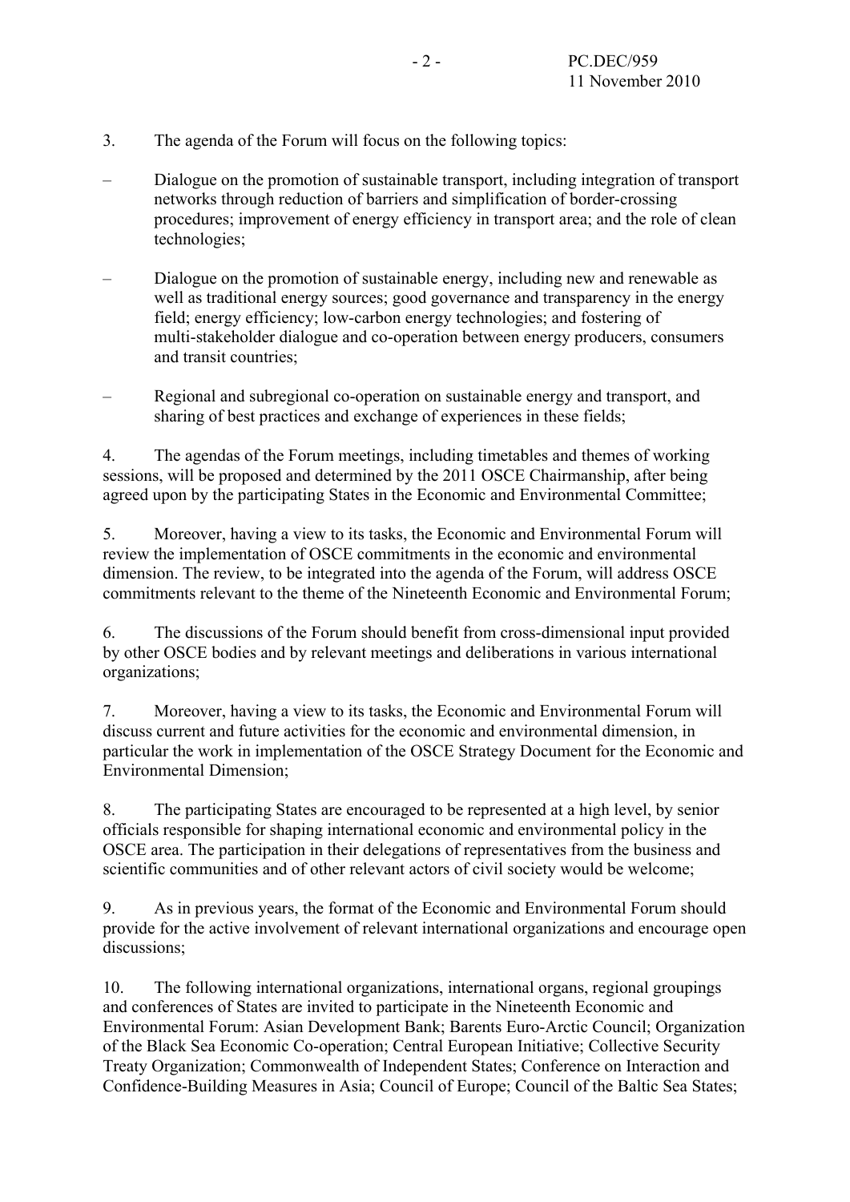3. The agenda of the Forum will focus on the following topics:

– Dialogue on the promotion of sustainable transport, including integration of transport networks through reduction of barriers and simplification of border-crossing procedures; improvement of energy efficiency in transport area; and the role of clean technologies;

– Dialogue on the promotion of sustainable energy, including new and renewable as well as traditional energy sources; good governance and transparency in the energy field; energy efficiency; low-carbon energy technologies; and fostering of multi-stakeholder dialogue and co-operation between energy producers, consumers and transit countries;

– Regional and subregional co-operation on sustainable energy and transport, and sharing of best practices and exchange of experiences in these fields;

4. The agendas of the Forum meetings, including timetables and themes of working sessions, will be proposed and determined by the 2011 OSCE Chairmanship, after being agreed upon by the participating States in the Economic and Environmental Committee;

5. Moreover, having a view to its tasks, the Economic and Environmental Forum will review the implementation of OSCE commitments in the economic and environmental dimension. The review, to be integrated into the agenda of the Forum, will address OSCE commitments relevant to the theme of the Nineteenth Economic and Environmental Forum;

6. The discussions of the Forum should benefit from cross-dimensional input provided by other OSCE bodies and by relevant meetings and deliberations in various international organizations;

7. Moreover, having a view to its tasks, the Economic and Environmental Forum will discuss current and future activities for the economic and environmental dimension, in particular the work in implementation of the OSCE Strategy Document for the Economic and Environmental Dimension;

8. The participating States are encouraged to be represented at a high level, by senior officials responsible for shaping international economic and environmental policy in the OSCE area. The participation in their delegations of representatives from the business and scientific communities and of other relevant actors of civil society would be welcome;

9. As in previous years, the format of the Economic and Environmental Forum should provide for the active involvement of relevant international organizations and encourage open discussions;

10. The following international organizations, international organs, regional groupings and conferences of States are invited to participate in the Nineteenth Economic and Environmental Forum: Asian Development Bank; Barents Euro-Arctic Council; Organization of the Black Sea Economic Co-operation; Central European Initiative; Collective Security Treaty Organization; Commonwealth of Independent States; Conference on Interaction and Confidence-Building Measures in Asia; Council of Europe; Council of the Baltic Sea States;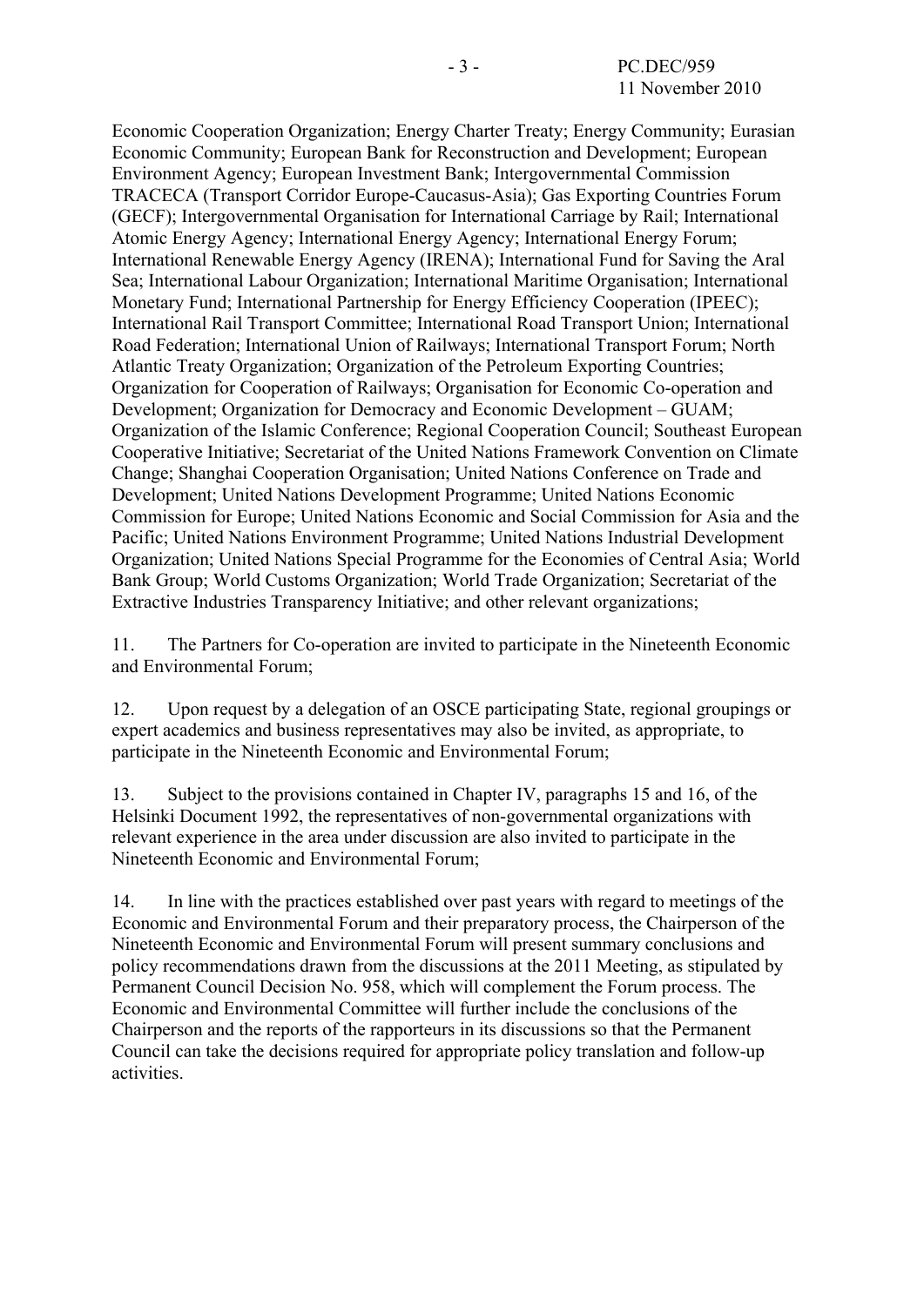Economic Cooperation Organization; Energy Charter Treaty; Energy Community; Eurasian Economic Community; European Bank for Reconstruction and Development; European Environment Agency; European Investment Bank; Intergovernmental Commission TRACECA (Transport Corridor Europe-Caucasus-Asia); Gas Exporting Countries Forum (GECF); Intergovernmental Organisation for International Carriage by Rail; International Atomic Energy Agency; International Energy Agency; International Energy Forum; International Renewable Energy Agency (IRENA); International Fund for Saving the Aral Sea; International Labour Organization; International Maritime Organisation; International Monetary Fund; International Partnership for Energy Efficiency Cooperation (IPEEC); International Rail Transport Committee; International Road Transport Union; International Road Federation; International Union of Railways; International Transport Forum; North Atlantic Treaty Organization; Organization of the Petroleum Exporting Countries; Organization for Cooperation of Railways; Organisation for Economic Co-operation and Development; Organization for Democracy and Economic Development – GUAM; Organization of the Islamic Conference; Regional Cooperation Council; Southeast European Cooperative Initiative; Secretariat of the United Nations Framework Convention on Climate Change; Shanghai Cooperation Organisation; United Nations Conference on Trade and Development; United Nations Development Programme; United Nations Economic Commission for Europe; United Nations Economic and Social Commission for Asia and the Pacific; United Nations Environment Programme; United Nations Industrial Development Organization; United Nations Special Programme for the Economies of Central Asia; World Bank Group; World Customs Organization; World Trade Organization; Secretariat of the Extractive Industries Transparency Initiative; and other relevant organizations;

11. The Partners for Co-operation are invited to participate in the Nineteenth Economic and Environmental Forum;

12. Upon request by a delegation of an OSCE participating State, regional groupings or expert academics and business representatives may also be invited, as appropriate, to participate in the Nineteenth Economic and Environmental Forum;

13. Subject to the provisions contained in Chapter IV, paragraphs 15 and 16, of the Helsinki Document 1992, the representatives of non-governmental organizations with relevant experience in the area under discussion are also invited to participate in the Nineteenth Economic and Environmental Forum;

14. In line with the practices established over past years with regard to meetings of the Economic and Environmental Forum and their preparatory process, the Chairperson of the Nineteenth Economic and Environmental Forum will present summary conclusions and policy recommendations drawn from the discussions at the 2011 Meeting, as stipulated by Permanent Council Decision No. 958, which will complement the Forum process. The Economic and Environmental Committee will further include the conclusions of the Chairperson and the reports of the rapporteurs in its discussions so that the Permanent Council can take the decisions required for appropriate policy translation and follow-up activities.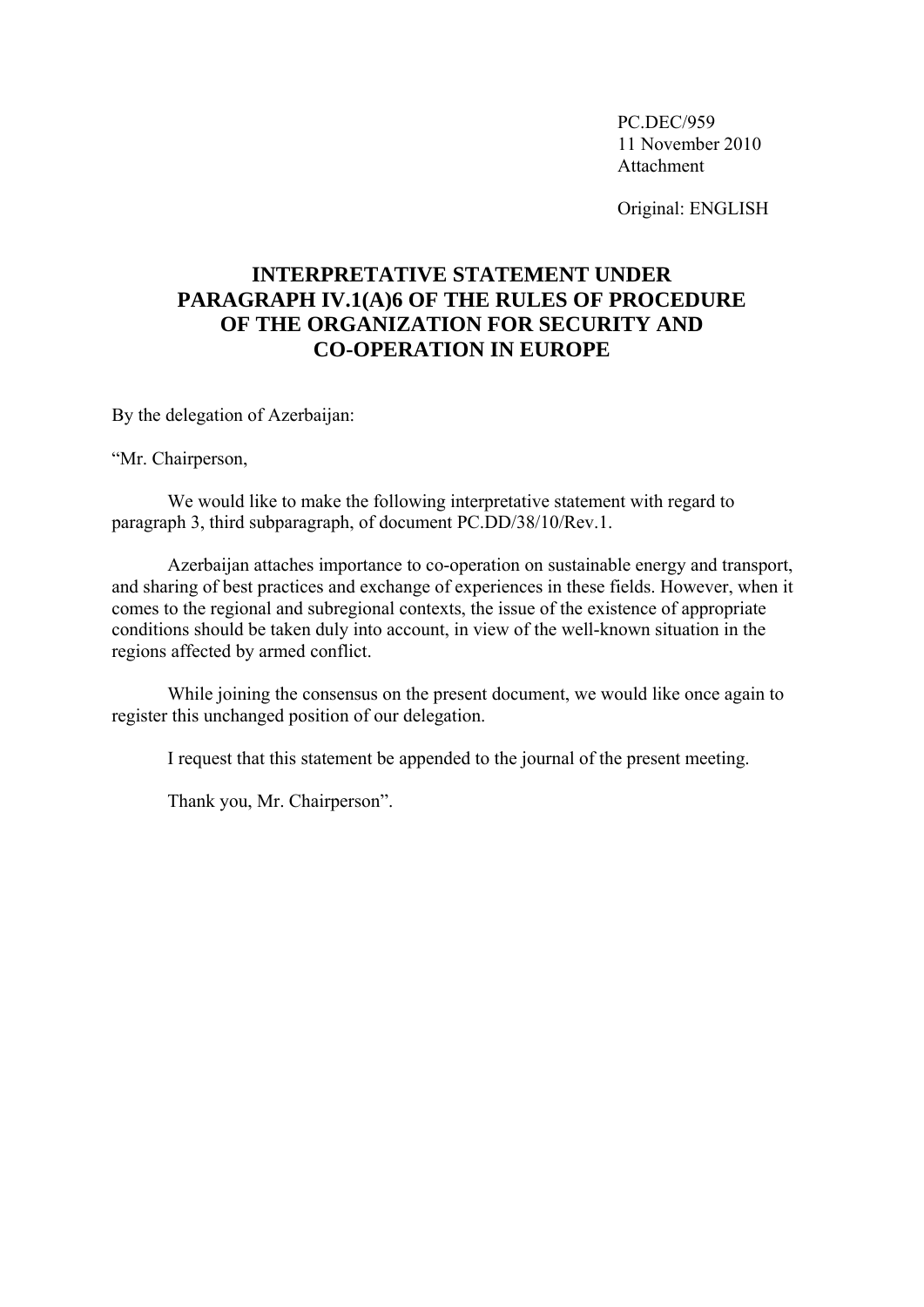PC.DEC/959
11 November 2010
Attachment

Original: ENGLISH

# INTERPRETATIVE STATEMENT UNDER PARAGRAPH IV.1(A)6 OF THE RULES OF PROCEDURE OF THE ORGANIZATION FOR SECURITY AND CO-OPERATION IN EUROPE

By the delegation of Azerbaijan:

"Mr. Chairperson,

We would like to make the following interpretative statement with regard to paragraph 3, third subparagraph, of document PC.DD/38/10/Rev.1.

Azerbaijan attaches importance to co-operation on sustainable energy and transport, and sharing of best practices and exchange of experiences in these fields. However, when it comes to the regional and subregional contexts, the issue of the existence of appropriate conditions should be taken duly into account, in view of the well-known situation in the regions affected by armed conflict.

While joining the consensus on the present document, we would like once again to register this unchanged position of our delegation.

I request that this statement be appended to the journal of the present meeting.

Thank you, Mr. Chairperson".